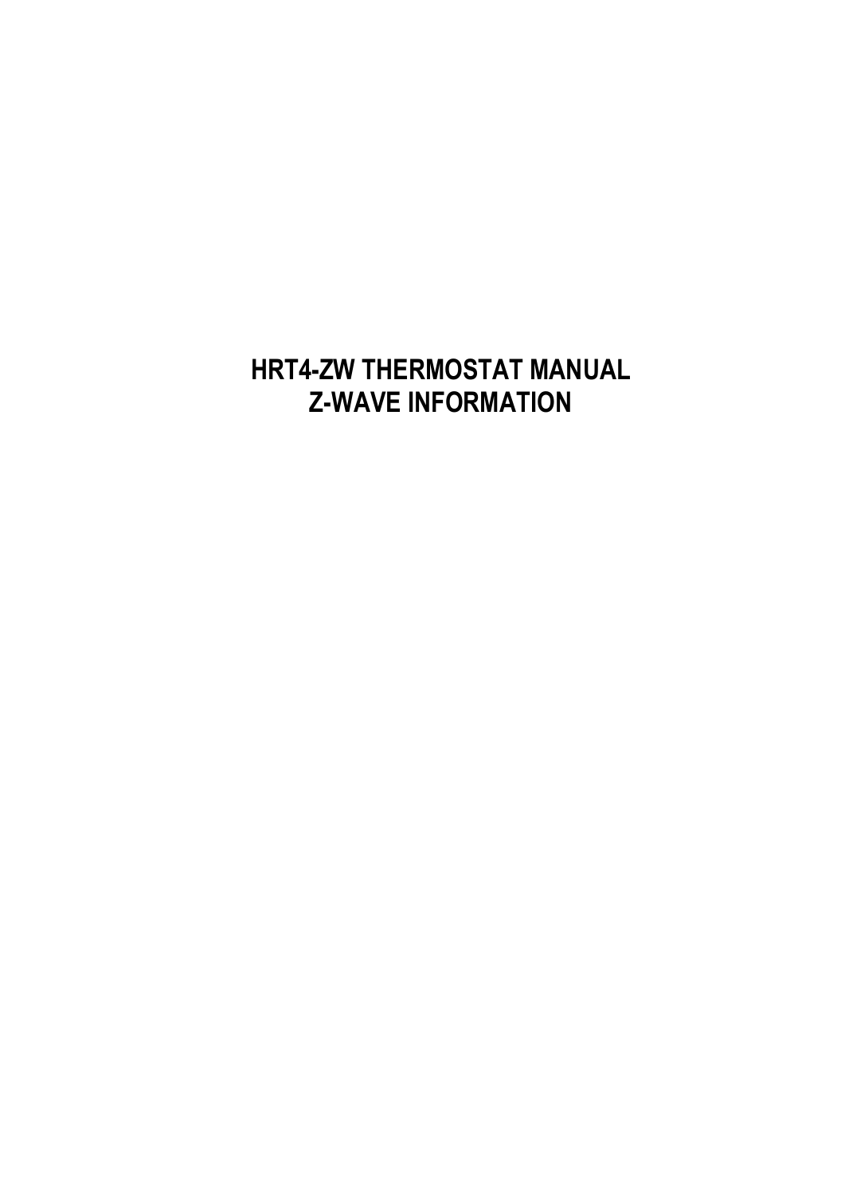# HRT4-ZW THERMOSTAT MANUAL
# Z-WAVE INFORMATION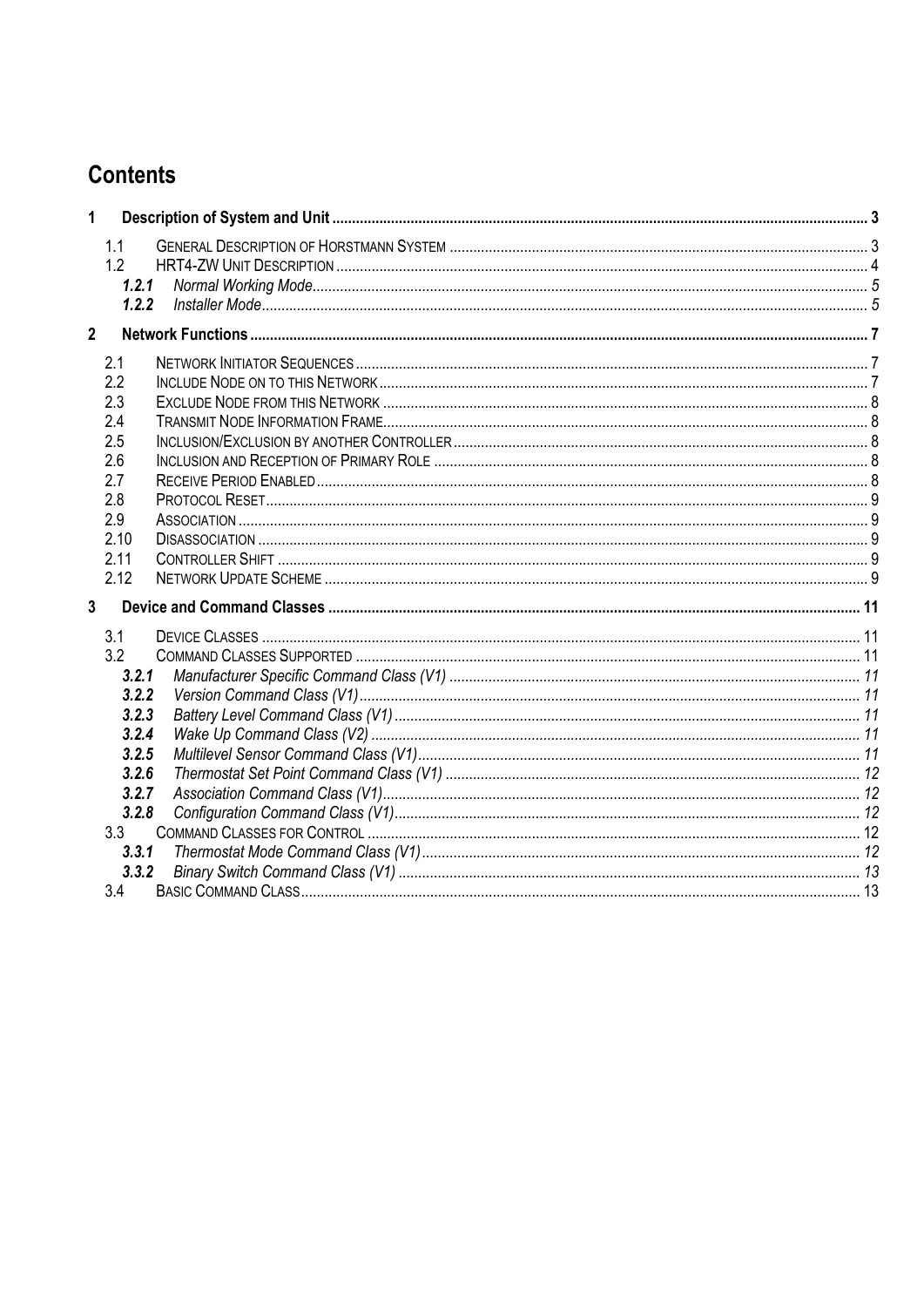# Contents

1 **Description of System and Unit** .... 3

- 1.1 General Description of Horstmann System .... 3
- 1.2 HRT4-ZW Unit Description .... 4
  - **1.2.1** *Normal Working Mode* .... 5
  - **1.2.2** *Installer Mode* .... 5

2 **Network Functions** .... 7

- 2.1 Network Initiator Sequences .... 7
- 2.2 Include Node on to this Network .... 7
- 2.3 Exclude Node from this Network .... 8
- 2.4 Transmit Node Information Frame .... 8
- 2.5 Inclusion/Exclusion by another Controller .... 8
- 2.6 Inclusion and Reception of Primary Role .... 8
- 2.7 Receive Period Enabled .... 8
- 2.8 Protocol Reset .... 9
- 2.9 Association .... 9
- 2.10 Disassociation .... 9
- 2.11 Controller Shift .... 9
- 2.12 Network Update Scheme .... 9

3 **Device and Command Classes** .... 11

- 3.1 Device Classes .... 11
- 3.2 Command Classes Supported .... 11
  - **3.2.1** *Manufacturer Specific Command Class (V1)* .... 11
  - **3.2.2** *Version Command Class (V1)* .... 11
  - **3.2.3** *Battery Level Command Class (V1)* .... 11
  - **3.2.4** *Wake Up Command Class (V2)* .... 11
  - **3.2.5** *Multilevel Sensor Command Class (V1)* .... 11
  - **3.2.6** *Thermostat Set Point Command Class (V1)* .... 12
  - **3.2.7** *Association Command Class (V1)* .... 12
  - **3.2.8** *Configuration Command Class (V1)* .... 12
- 3.3 Command Classes for Control .... 12
  - **3.3.1** *Thermostat Mode Command Class (V1)* .... 12
  - **3.3.2** *Binary Switch Command Class (V1)* .... 13
- 3.4 Basic Command Class .... 13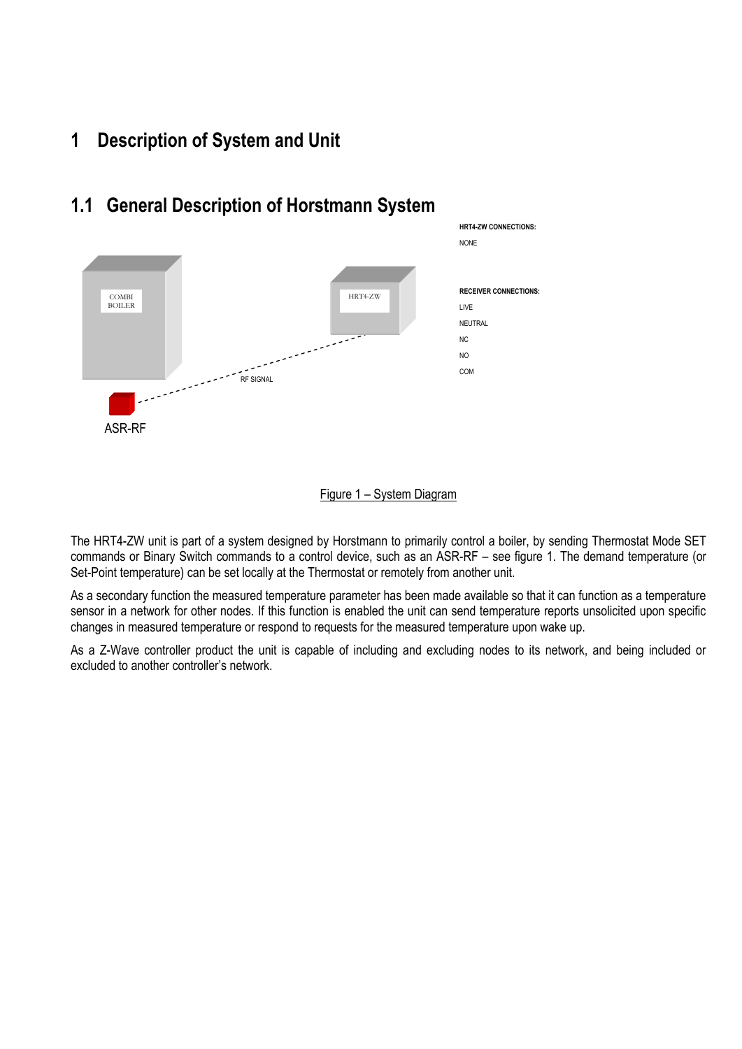# 1 Description of System and Unit

## 1.1 General Description of Horstmann System

HRT4-ZW CONNECTIONS:

NONE

RECEIVER CONNECTIONS:

LIVE

NEUTRAL

NC

NO

COM

Figure 1 – System Diagram

The HRT4-ZW unit is part of a system designed by Horstmann to primarily control a boiler, by sending Thermostat Mode SET commands or Binary Switch commands to a control device, such as an ASR-RF – see figure 1. The demand temperature (or Set-Point temperature) can be set locally at the Thermostat or remotely from another unit.

As a secondary function the measured temperature parameter has been made available so that it can function as a temperature sensor in a network for other nodes. If this function is enabled the unit can send temperature reports unsolicited upon specific changes in measured temperature or respond to requests for the measured temperature upon wake up.

As a Z-Wave controller product the unit is capable of including and excluding nodes to its network, and being included or excluded to another controller's network.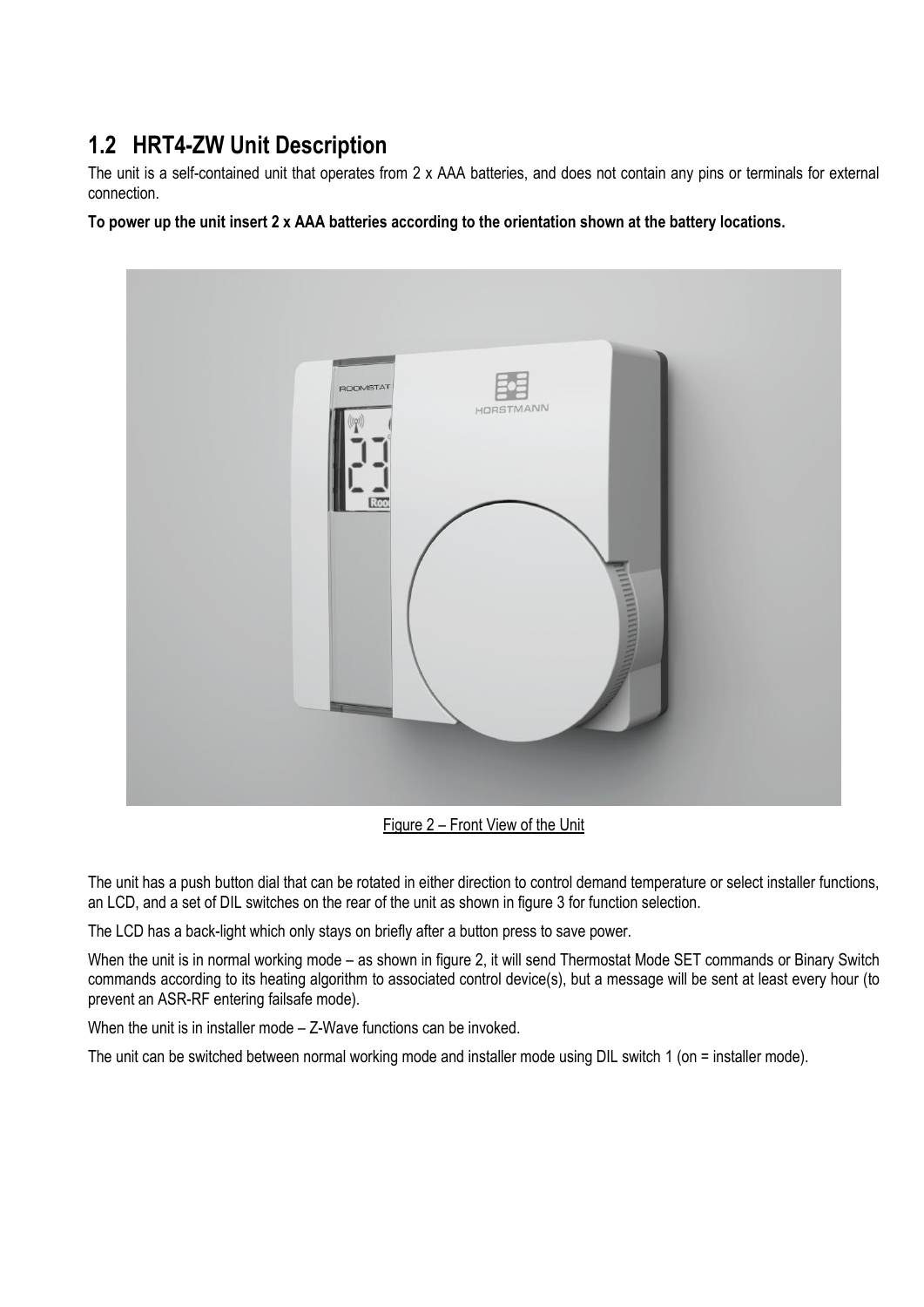## 1.2 HRT4-ZW Unit Description

The unit is a self-contained unit that operates from 2 x AAA batteries, and does not contain any pins or terminals for external connection.

**To power up the unit insert 2 x AAA batteries according to the orientation shown at the battery locations.**

Figure 2 – Front View of the Unit

The unit has a push button dial that can be rotated in either direction to control demand temperature or select installer functions, an LCD, and a set of DIL switches on the rear of the unit as shown in figure 3 for function selection.

The LCD has a back-light which only stays on briefly after a button press to save power.

When the unit is in normal working mode – as shown in figure 2, it will send Thermostat Mode SET commands or Binary Switch commands according to its heating algorithm to associated control device(s), but a message will be sent at least every hour (to prevent an ASR-RF entering failsafe mode).

When the unit is in installer mode – Z-Wave functions can be invoked.

The unit can be switched between normal working mode and installer mode using DIL switch 1 (on = installer mode).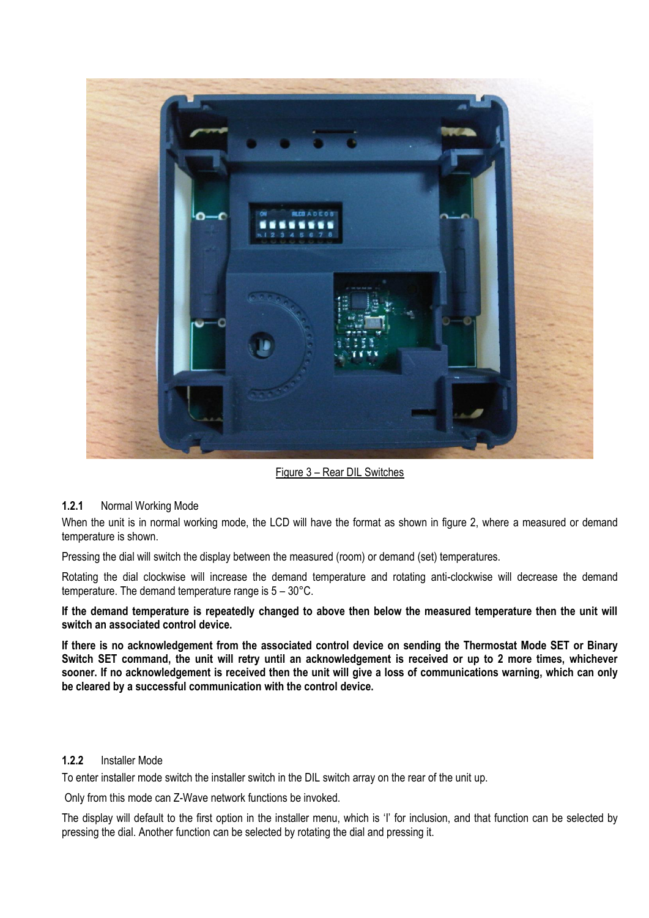Figure 3 – Rear DIL Switches

### 1.2.1 Normal Working Mode

When the unit is in normal working mode, the LCD will have the format as shown in figure 2, where a measured or demand temperature is shown.

Pressing the dial will switch the display between the measured (room) or demand (set) temperatures.

Rotating the dial clockwise will increase the demand temperature and rotating anti-clockwise will decrease the demand temperature. The demand temperature range is 5 – 30°C.

**If the demand temperature is repeatedly changed to above then below the measured temperature then the unit will switch an associated control device.**

**If there is no acknowledgement from the associated control device on sending the Thermostat Mode SET or Binary Switch SET command, the unit will retry until an acknowledgement is received or up to 2 more times, whichever sooner. If no acknowledgement is received then the unit will give a loss of communications warning, which can only be cleared by a successful communication with the control device.**

### 1.2.2 Installer Mode

To enter installer mode switch the installer switch in the DIL switch array on the rear of the unit up.

Only from this mode can Z-Wave network functions be invoked.

The display will default to the first option in the installer menu, which is 'I' for inclusion, and that function can be selected by pressing the dial. Another function can be selected by rotating the dial and pressing it.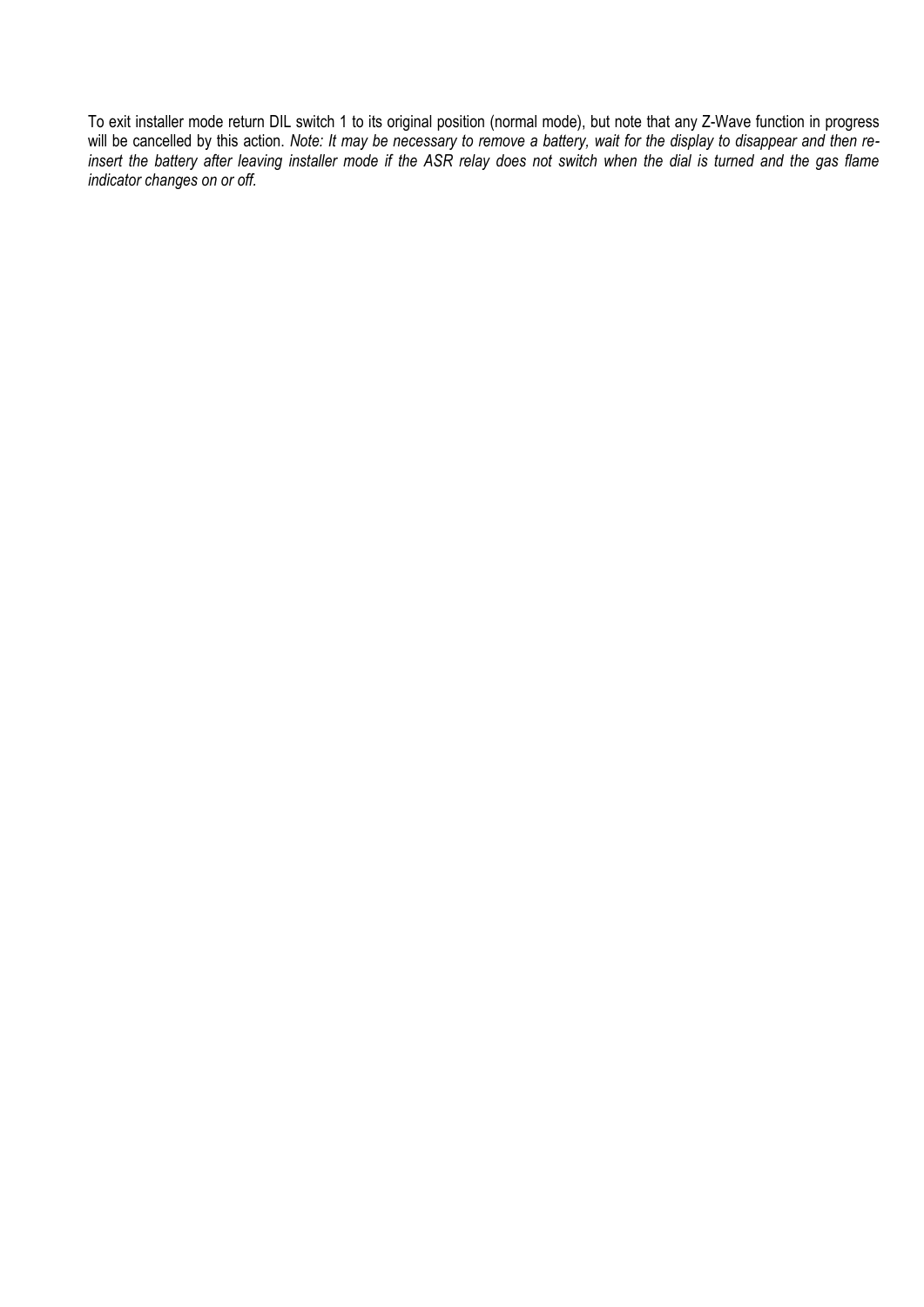To exit installer mode return DIL switch 1 to its original position (normal mode), but note that any Z-Wave function in progress will be cancelled by this action. *Note: It may be necessary to remove a battery, wait for the display to disappear and then re-insert the battery after leaving installer mode if the ASR relay does not switch when the dial is turned and the gas flame indicator changes on or off.*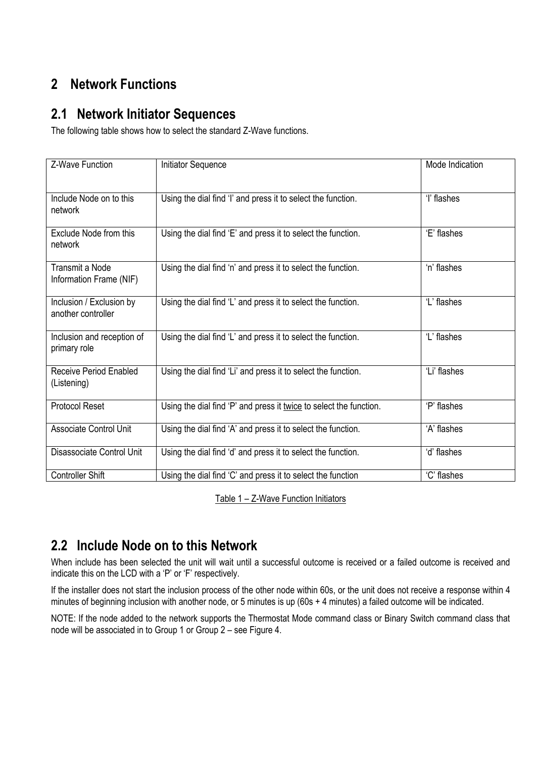# 2 Network Functions

## 2.1 Network Initiator Sequences

The following table shows how to select the standard Z-Wave functions.

| Z-Wave Function | Initiator Sequence | Mode Indication |
|---|---|---|
| Include Node on to this network | Using the dial find 'I' and press it to select the function. | 'I' flashes |
| Exclude Node from this network | Using the dial find 'E' and press it to select the function. | 'E' flashes |
| Transmit a Node Information Frame (NIF) | Using the dial find 'n' and press it to select the function. | 'n' flashes |
| Inclusion / Exclusion by another controller | Using the dial find 'L' and press it to select the function. | 'L' flashes |
| Inclusion and reception of primary role | Using the dial find 'L' and press it to select the function. | 'L' flashes |
| Receive Period Enabled (Listening) | Using the dial find 'Li' and press it to select the function. | 'Li' flashes |
| Protocol Reset | Using the dial find 'P' and press it <u>twice</u> to select the function. | 'P' flashes |
| Associate Control Unit | Using the dial find 'A' and press it to select the function. | 'A' flashes |
| Disassociate Control Unit | Using the dial find 'd' and press it to select the function. | 'd' flashes |
| Controller Shift | Using the dial find 'C' and press it to select the function | 'C' flashes |

Table 1 – Z-Wave Function Initiators

## 2.2 Include Node on to this Network

When include has been selected the unit will wait until a successful outcome is received or a failed outcome is received and indicate this on the LCD with a 'P' or 'F' respectively.

If the installer does not start the inclusion process of the other node within 60s, or the unit does not receive a response within 4 minutes of beginning inclusion with another node, or 5 minutes is up (60s + 4 minutes) a failed outcome will be indicated.

NOTE: If the node added to the network supports the Thermostat Mode command class or Binary Switch command class that node will be associated in to Group 1 or Group 2 – see Figure 4.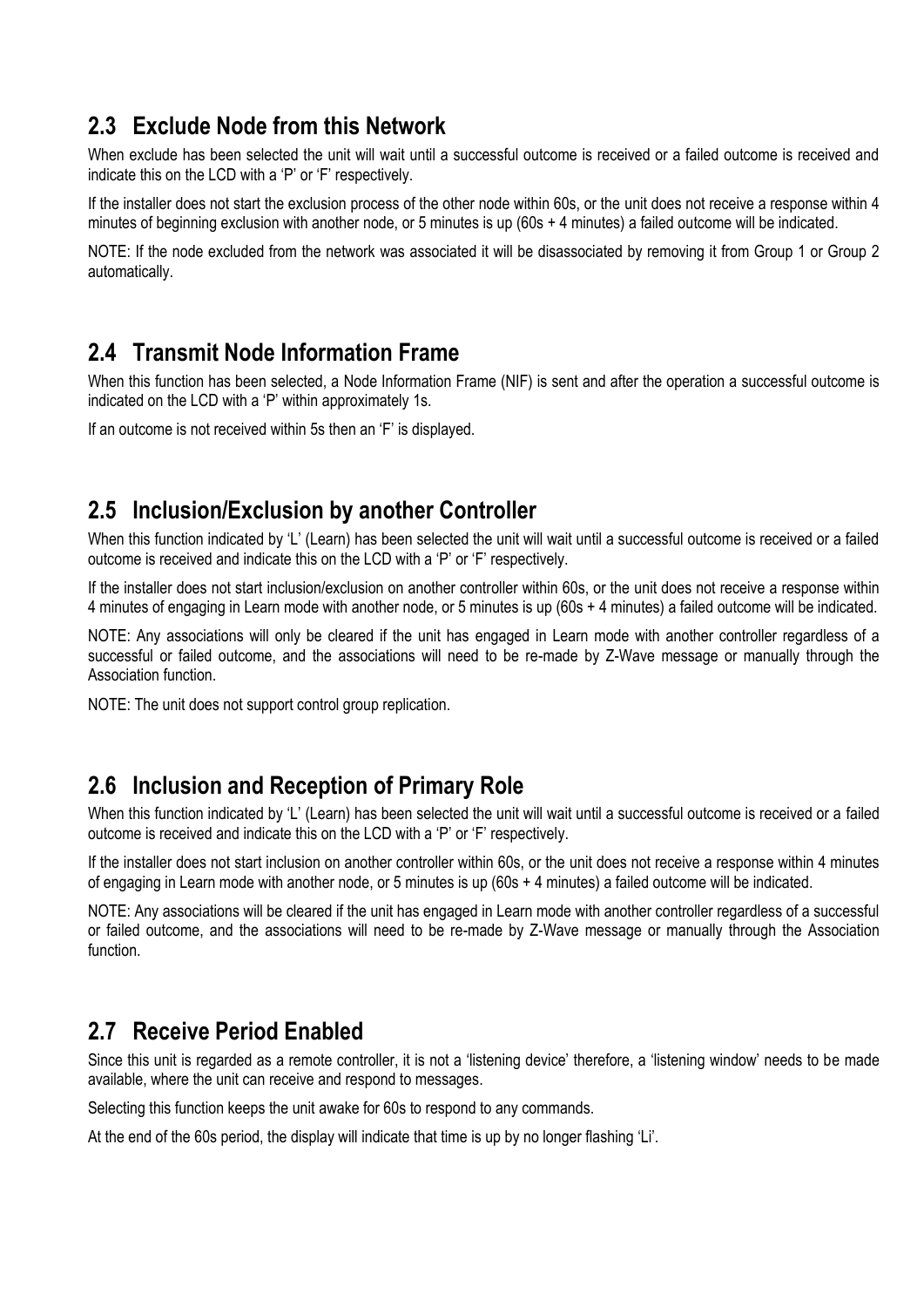## 2.3 Exclude Node from this Network

When exclude has been selected the unit will wait until a successful outcome is received or a failed outcome is received and indicate this on the LCD with a 'P' or 'F' respectively.

If the installer does not start the exclusion process of the other node within 60s, or the unit does not receive a response within 4 minutes of beginning exclusion with another node, or 5 minutes is up (60s + 4 minutes) a failed outcome will be indicated.

NOTE: If the node excluded from the network was associated it will be disassociated by removing it from Group 1 or Group 2 automatically.

## 2.4 Transmit Node Information Frame

When this function has been selected, a Node Information Frame (NIF) is sent and after the operation a successful outcome is indicated on the LCD with a 'P' within approximately 1s.

If an outcome is not received within 5s then an 'F' is displayed.

## 2.5 Inclusion/Exclusion by another Controller

When this function indicated by 'L' (Learn) has been selected the unit will wait until a successful outcome is received or a failed outcome is received and indicate this on the LCD with a 'P' or 'F' respectively.

If the installer does not start inclusion/exclusion on another controller within 60s, or the unit does not receive a response within 4 minutes of engaging in Learn mode with another node, or 5 minutes is up (60s + 4 minutes) a failed outcome will be indicated.

NOTE: Any associations will only be cleared if the unit has engaged in Learn mode with another controller regardless of a successful or failed outcome, and the associations will need to be re-made by Z-Wave message or manually through the Association function.

NOTE: The unit does not support control group replication.

## 2.6 Inclusion and Reception of Primary Role

When this function indicated by 'L' (Learn) has been selected the unit will wait until a successful outcome is received or a failed outcome is received and indicate this on the LCD with a 'P' or 'F' respectively.

If the installer does not start inclusion on another controller within 60s, or the unit does not receive a response within 4 minutes of engaging in Learn mode with another node, or 5 minutes is up (60s + 4 minutes) a failed outcome will be indicated.

NOTE: Any associations will be cleared if the unit has engaged in Learn mode with another controller regardless of a successful or failed outcome, and the associations will need to be re-made by Z-Wave message or manually through the Association function.

## 2.7 Receive Period Enabled

Since this unit is regarded as a remote controller, it is not a 'listening device' therefore, a 'listening window' needs to be made available, where the unit can receive and respond to messages.

Selecting this function keeps the unit awake for 60s to respond to any commands.

At the end of the 60s period, the display will indicate that time is up by no longer flashing 'Li'.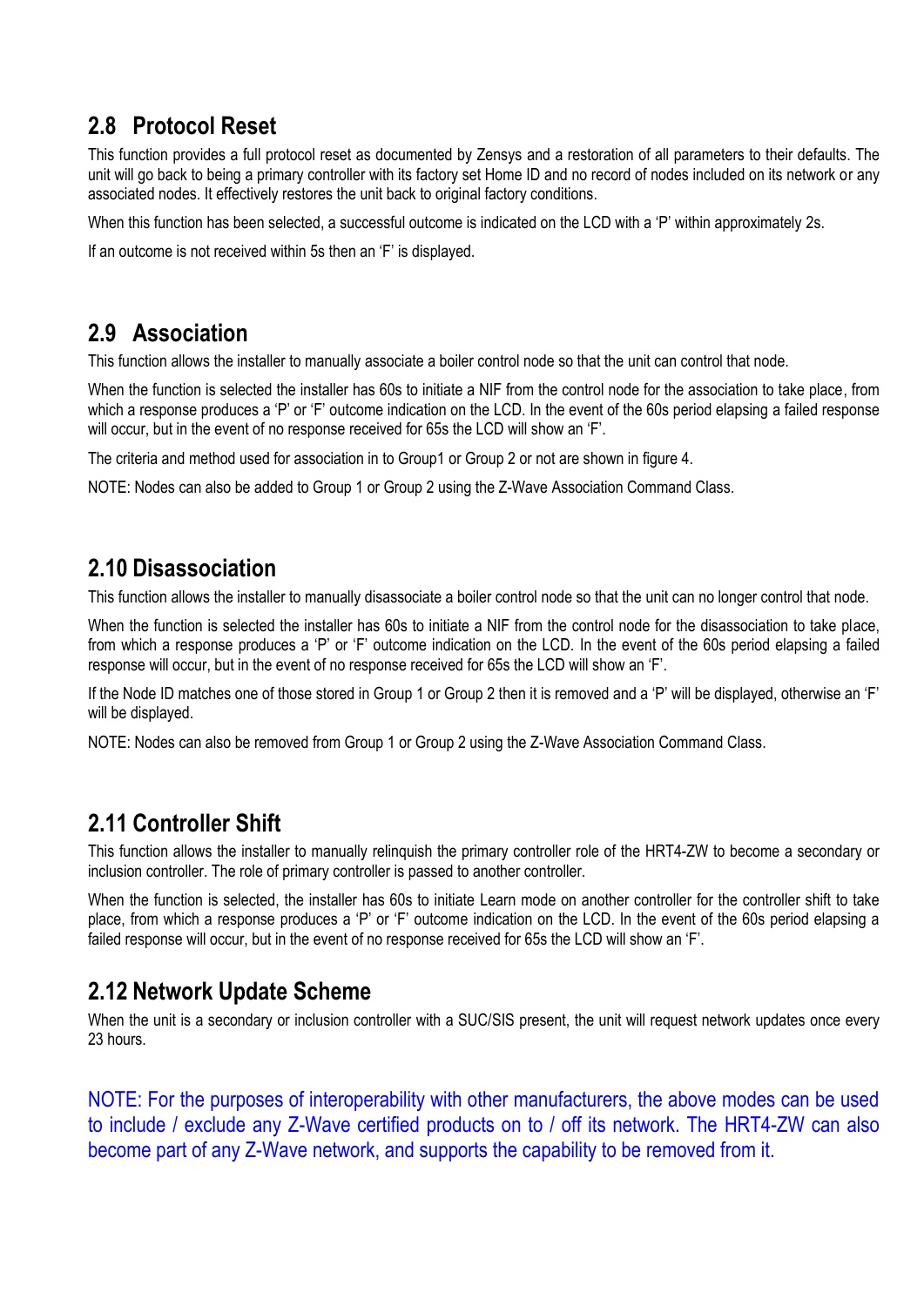## 2.8 Protocol Reset

This function provides a full protocol reset as documented by Zensys and a restoration of all parameters to their defaults. The unit will go back to being a primary controller with its factory set Home ID and no record of nodes included on its network or any associated nodes. It effectively restores the unit back to original factory conditions.

When this function has been selected, a successful outcome is indicated on the LCD with a 'P' within approximately 2s.

If an outcome is not received within 5s then an 'F' is displayed.

## 2.9 Association

This function allows the installer to manually associate a boiler control node so that the unit can control that node.

When the function is selected the installer has 60s to initiate a NIF from the control node for the association to take place, from which a response produces a 'P' or 'F' outcome indication on the LCD. In the event of the 60s period elapsing a failed response will occur, but in the event of no response received for 65s the LCD will show an 'F'.

The criteria and method used for association in to Group1 or Group 2 or not are shown in figure 4.

NOTE: Nodes can also be added to Group 1 or Group 2 using the Z-Wave Association Command Class.

## 2.10 Disassociation

This function allows the installer to manually disassociate a boiler control node so that the unit can no longer control that node.

When the function is selected the installer has 60s to initiate a NIF from the control node for the disassociation to take place, from which a response produces a 'P' or 'F' outcome indication on the LCD. In the event of the 60s period elapsing a failed response will occur, but in the event of no response received for 65s the LCD will show an 'F'.

If the Node ID matches one of those stored in Group 1 or Group 2 then it is removed and a 'P' will be displayed, otherwise an 'F' will be displayed.

NOTE: Nodes can also be removed from Group 1 or Group 2 using the Z-Wave Association Command Class.

## 2.11 Controller Shift

This function allows the installer to manually relinquish the primary controller role of the HRT4-ZW to become a secondary or inclusion controller. The role of primary controller is passed to another controller.

When the function is selected, the installer has 60s to initiate Learn mode on another controller for the controller shift to take place, from which a response produces a 'P' or 'F' outcome indication on the LCD. In the event of the 60s period elapsing a failed response will occur, but in the event of no response received for 65s the LCD will show an 'F'.

## 2.12 Network Update Scheme

When the unit is a secondary or inclusion controller with a SUC/SIS present, the unit will request network updates once every 23 hours.

NOTE: For the purposes of interoperability with other manufacturers, the above modes can be used to include / exclude any Z-Wave certified products on to / off its network. The HRT4-ZW can also become part of any Z-Wave network, and supports the capability to be removed from it.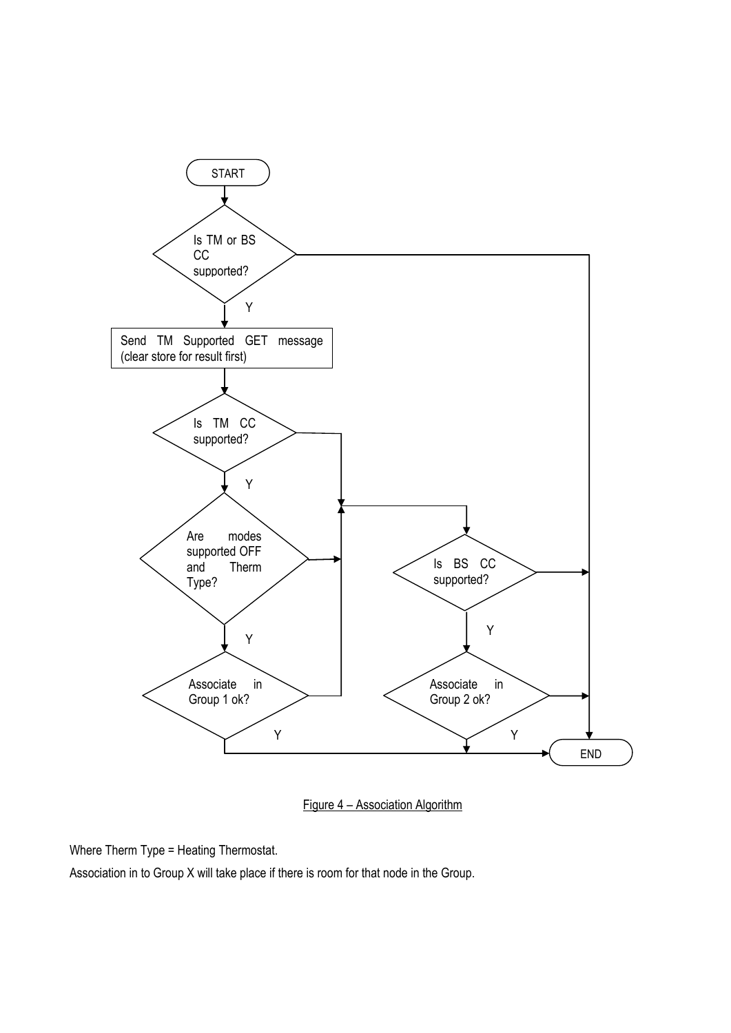START

Is TM or BS CC supported?

Y

Send TM Supported GET message (clear store for result first)

Is TM CC supported?

Y

Are modes supported OFF and Therm Type?

Y

Associate in Group 1 ok?

Y

Is BS CC supported?

Y

Associate in Group 2 ok?

Y

END

Figure 4 – Association Algorithm

Where Therm Type = Heating Thermostat.

Association in to Group X will take place if there is room for that node in the Group.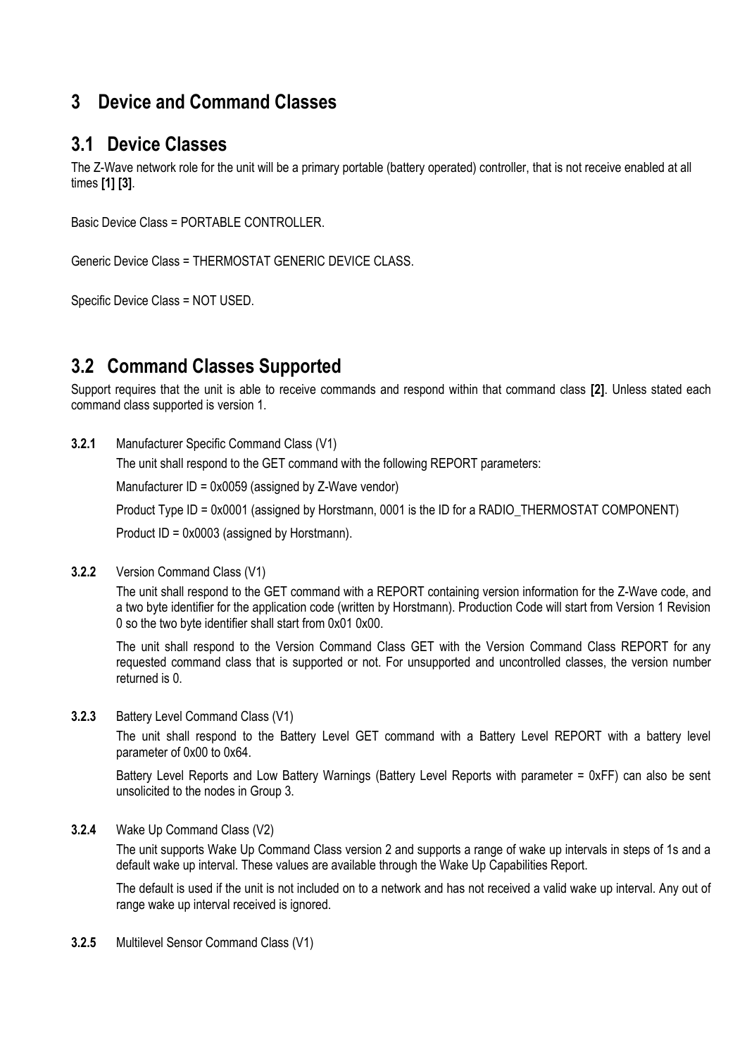# 3 Device and Command Classes

## 3.1 Device Classes

The Z-Wave network role for the unit will be a primary portable (battery operated) controller, that is not receive enabled at all times **[1] [3]**.

Basic Device Class = PORTABLE CONTROLLER.

Generic Device Class = THERMOSTAT GENERIC DEVICE CLASS.

Specific Device Class = NOT USED.

## 3.2 Command Classes Supported

Support requires that the unit is able to receive commands and respond within that command class **[2]**. Unless stated each command class supported is version 1.

**3.2.1** Manufacturer Specific Command Class (V1)

The unit shall respond to the GET command with the following REPORT parameters:

Manufacturer ID = 0x0059 (assigned by Z-Wave vendor)

Product Type ID = 0x0001 (assigned by Horstmann, 0001 is the ID for a RADIO_THERMOSTAT COMPONENT)

Product ID = 0x0003 (assigned by Horstmann).

**3.2.2** Version Command Class (V1)

The unit shall respond to the GET command with a REPORT containing version information for the Z-Wave code, and a two byte identifier for the application code (written by Horstmann). Production Code will start from Version 1 Revision 0 so the two byte identifier shall start from 0x01 0x00.

The unit shall respond to the Version Command Class GET with the Version Command Class REPORT for any requested command class that is supported or not. For unsupported and uncontrolled classes, the version number returned is 0.

**3.2.3** Battery Level Command Class (V1)

The unit shall respond to the Battery Level GET command with a Battery Level REPORT with a battery level parameter of 0x00 to 0x64.

Battery Level Reports and Low Battery Warnings (Battery Level Reports with parameter = 0xFF) can also be sent unsolicited to the nodes in Group 3.

**3.2.4** Wake Up Command Class (V2)

The unit supports Wake Up Command Class version 2 and supports a range of wake up intervals in steps of 1s and a default wake up interval. These values are available through the Wake Up Capabilities Report.

The default is used if the unit is not included on to a network and has not received a valid wake up interval. Any out of range wake up interval received is ignored.

**3.2.5** Multilevel Sensor Command Class (V1)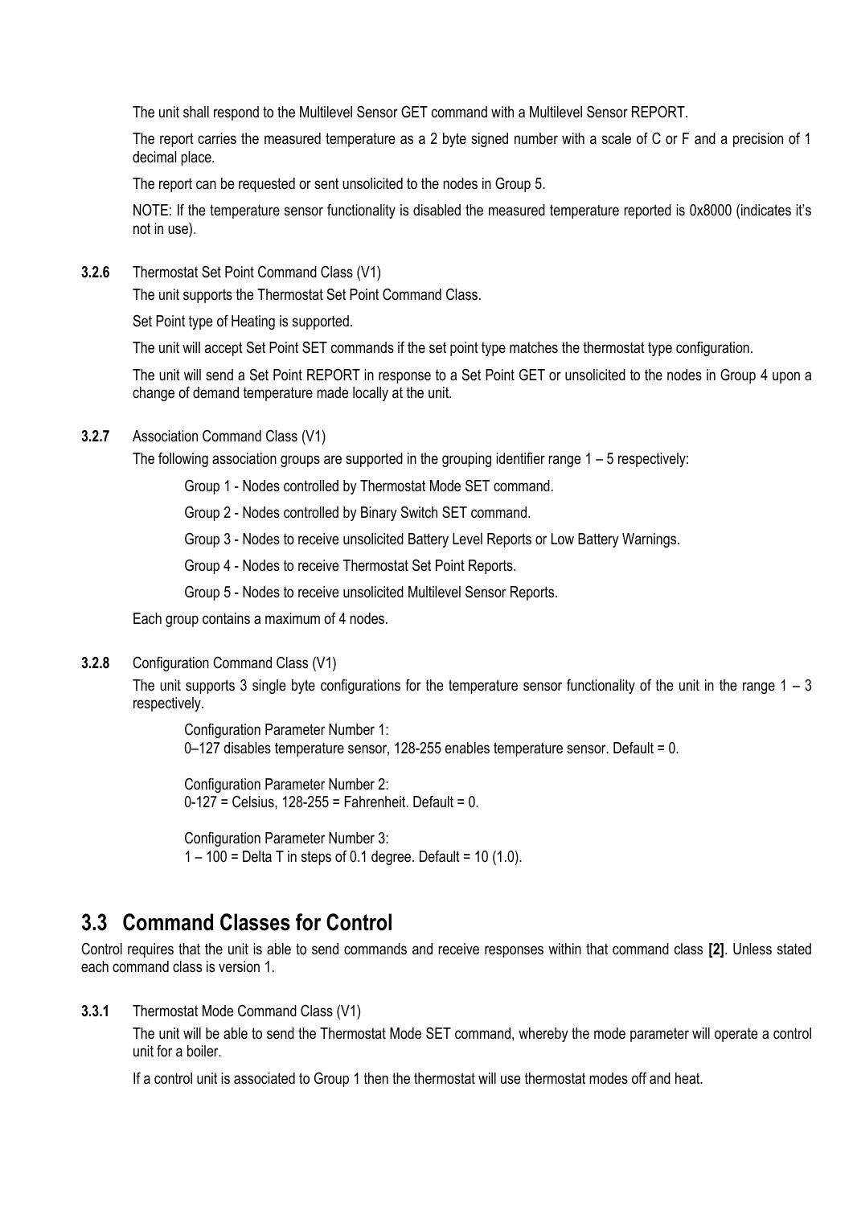The unit shall respond to the Multilevel Sensor GET command with a Multilevel Sensor REPORT.

The report carries the measured temperature as a 2 byte signed number with a scale of C or F and a precision of 1 decimal place.

The report can be requested or sent unsolicited to the nodes in Group 5.

NOTE: If the temperature sensor functionality is disabled the measured temperature reported is 0x8000 (indicates it's not in use).

#### 3.2.6 Thermostat Set Point Command Class (V1)

The unit supports the Thermostat Set Point Command Class.

Set Point type of Heating is supported.

The unit will accept Set Point SET commands if the set point type matches the thermostat type configuration.

The unit will send a Set Point REPORT in response to a Set Point GET or unsolicited to the nodes in Group 4 upon a change of demand temperature made locally at the unit.

#### 3.2.7 Association Command Class (V1)

The following association groups are supported in the grouping identifier range 1 – 5 respectively:

Group 1 - Nodes controlled by Thermostat Mode SET command.

Group 2 - Nodes controlled by Binary Switch SET command.

Group 3 - Nodes to receive unsolicited Battery Level Reports or Low Battery Warnings.

Group 4 - Nodes to receive Thermostat Set Point Reports.

Group 5 - Nodes to receive unsolicited Multilevel Sensor Reports.

Each group contains a maximum of 4 nodes.

#### 3.2.8 Configuration Command Class (V1)

The unit supports 3 single byte configurations for the temperature sensor functionality of the unit in the range 1 – 3 respectively.

Configuration Parameter Number 1:
0–127 disables temperature sensor, 128-255 enables temperature sensor. Default = 0.

Configuration Parameter Number 2:
0-127 = Celsius, 128-255 = Fahrenheit. Default = 0.

Configuration Parameter Number 3:
1 – 100 = Delta T in steps of 0.1 degree. Default = 10 (1.0).

## 3.3 Command Classes for Control

Control requires that the unit is able to send commands and receive responses within that command class **[2]**. Unless stated each command class is version 1.

#### 3.3.1 Thermostat Mode Command Class (V1)

The unit will be able to send the Thermostat Mode SET command, whereby the mode parameter will operate a control unit for a boiler.

If a control unit is associated to Group 1 then the thermostat will use thermostat modes off and heat.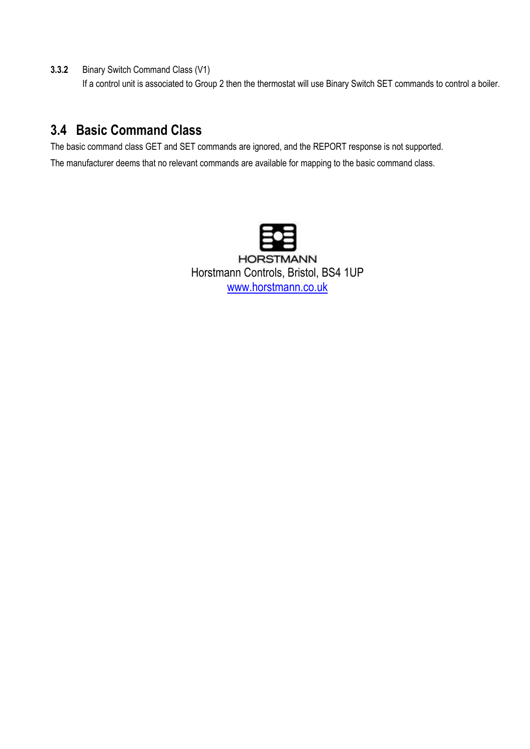#### 3.3.2 Binary Switch Command Class (V1)

If a control unit is associated to Group 2 then the thermostat will use Binary Switch SET commands to control a boiler.

## 3.4 Basic Command Class

The basic command class GET and SET commands are ignored, and the REPORT response is not supported.

The manufacturer deems that no relevant commands are available for mapping to the basic command class.

HORSTMANN

Horstmann Controls, Bristol, BS4 1UP

www.horstmann.co.uk